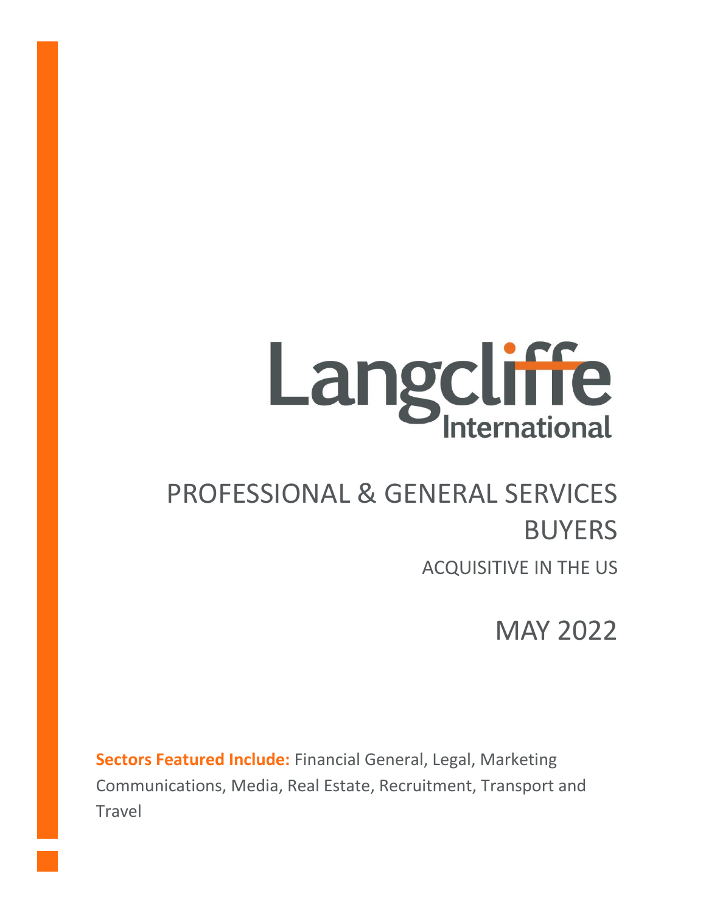# Langcliffe International

# PROFESSIONAL & GENERAL SERVICES BUYERS

## ACQUISITIVE IN THE US

## MAY 2022

**Sectors Featured Include:** Financial General, Legal, Marketing Communications, Media, Real Estate, Recruitment, Transport and Travel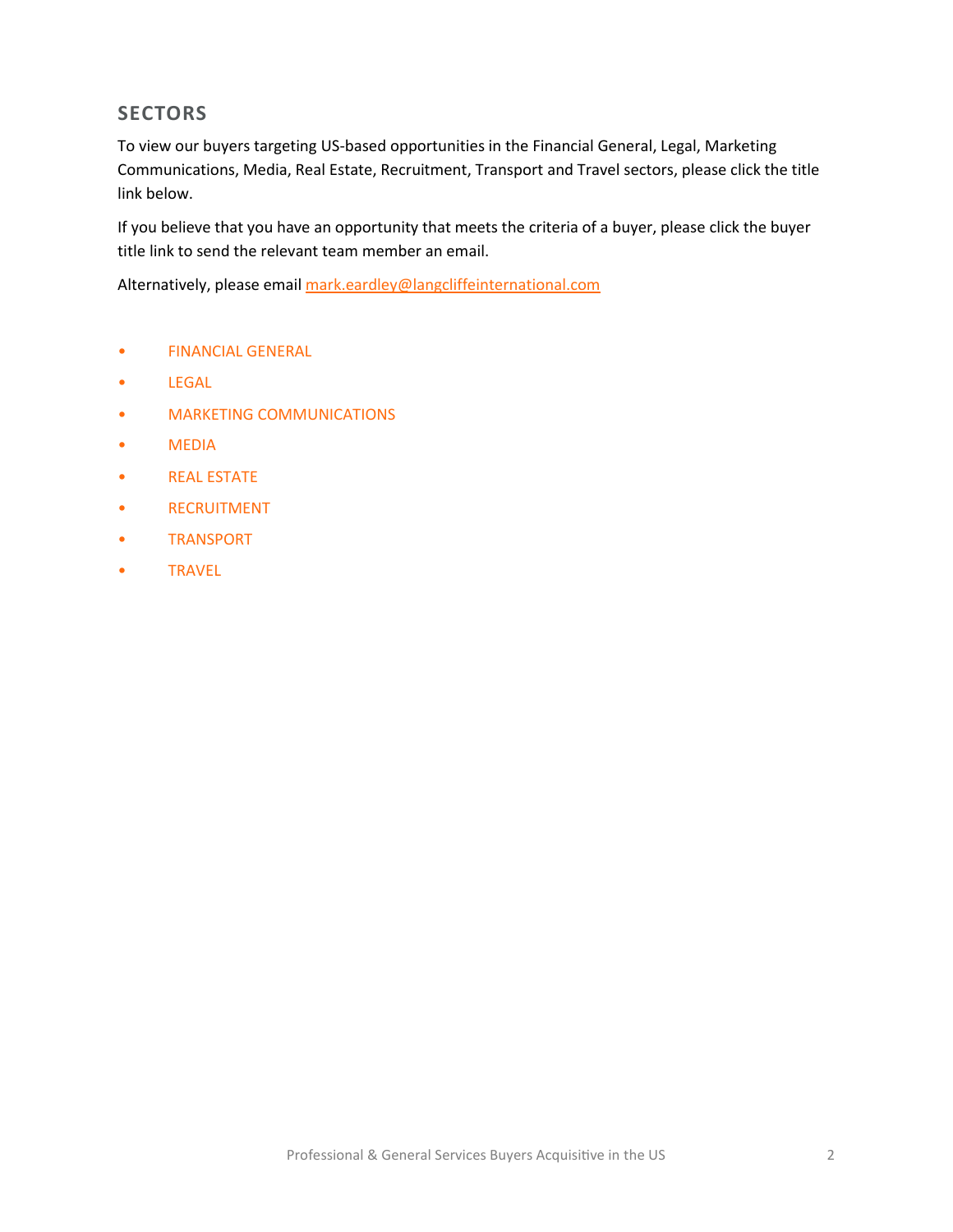## SECTORS

To view our buyers targeting US-based opportunities in the Financial General, Legal, Marketing Communications, Media, Real Estate, Recruitment, Transport and Travel sectors, please click the title link below.

If you believe that you have an opportunity that meets the criteria of a buyer, please click the buyer title link to send the relevant team member an email.

Alternatively, please email mark.eardley@langcliffeinternational.com

- FINANCIAL GENERAL
- LEGAL
- MARKETING COMMUNICATIONS
- MEDIA
- REAL ESTATE
- RECRUITMENT
- TRANSPORT
- TRAVEL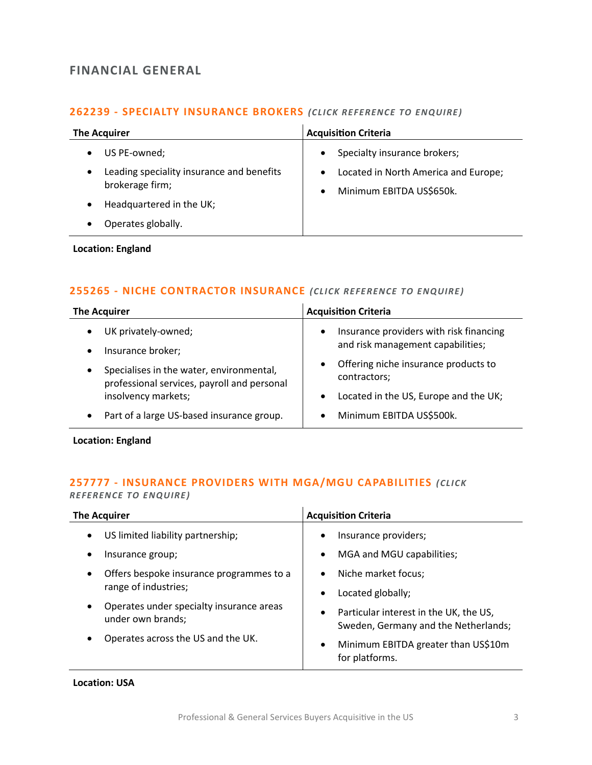## FINANCIAL GENERAL

### 262239 - SPECIALTY INSURANCE BROKERS *(CLICK REFERENCE TO ENQUIRE)*

| The Acquirer | Acquisition Criteria |
|---|---|
| • US PE-owned;<br>• Leading speciality insurance and benefits brokerage firm;<br>• Headquartered in the UK;<br>• Operates globally. | • Specialty insurance brokers;<br>• Located in North America and Europe;<br>• Minimum EBITDA US$650k. |

**Location: England**

### 255265 - NICHE CONTRACTOR INSURANCE *(CLICK REFERENCE TO ENQUIRE)*

| The Acquirer | Acquisition Criteria |
|---|---|
| • UK privately-owned;<br>• Insurance broker;<br>• Specialises in the water, environmental, professional services, payroll and personal insolvency markets;<br>• Part of a large US-based insurance group. | • Insurance providers with risk financing and risk management capabilities;<br>• Offering niche insurance products to contractors;<br>• Located in the US, Europe and the UK;<br>• Minimum EBITDA US$500k. |

**Location: England**

### 257777 - INSURANCE PROVIDERS WITH MGA/MGU CAPABILITIES *(CLICK REFERENCE TO ENQUIRE)*

| The Acquirer | Acquisition Criteria |
|---|---|
| • US limited liability partnership;<br>• Insurance group;<br>• Offers bespoke insurance programmes to a range of industries;<br>• Operates under specialty insurance areas under own brands;<br>• Operates across the US and the UK. | • Insurance providers;<br>• MGA and MGU capabilities;<br>• Niche market focus;<br>• Located globally;<br>• Particular interest in the UK, the US, Sweden, Germany and the Netherlands;<br>• Minimum EBITDA greater than US$10m for platforms. |

**Location: USA**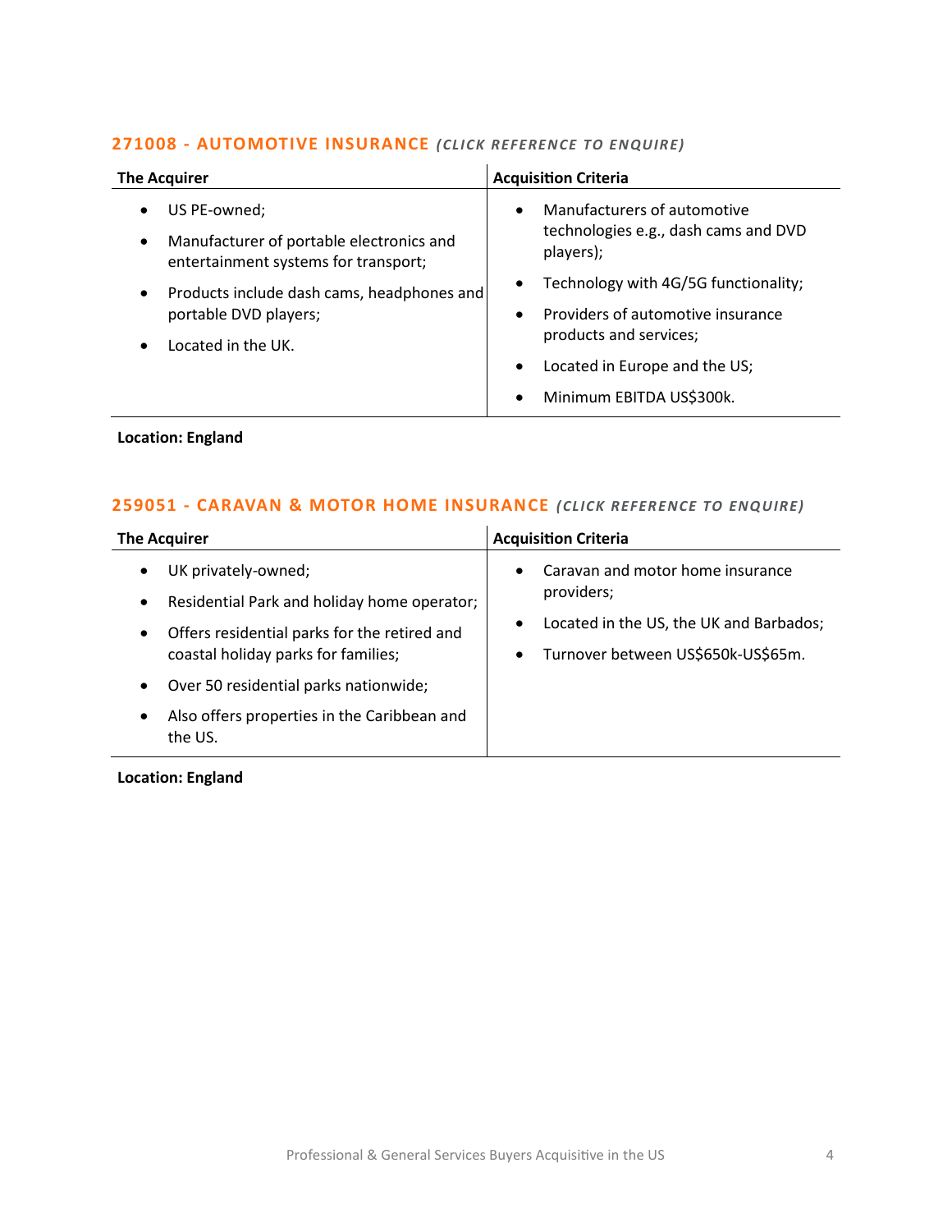### 271008 - AUTOMOTIVE INSURANCE *(CLICK REFERENCE TO ENQUIRE)*

| The Acquirer | Acquisition Criteria |
|---|---|
| • US PE-owned;<br>• Manufacturer of portable electronics and entertainment systems for transport;<br>• Products include dash cams, headphones and portable DVD players;<br>• Located in the UK. | • Manufacturers of automotive technologies e.g., dash cams and DVD players);<br>• Technology with 4G/5G functionality;<br>• Providers of automotive insurance products and services;<br>• Located in Europe and the US;<br>• Minimum EBITDA US$300k. |

**Location: England**

### 259051 - CARAVAN & MOTOR HOME INSURANCE *(CLICK REFERENCE TO ENQUIRE)*

| The Acquirer | Acquisition Criteria |
|---|---|
| • UK privately-owned;<br>• Residential Park and holiday home operator;<br>• Offers residential parks for the retired and coastal holiday parks for families;<br>• Over 50 residential parks nationwide;<br>• Also offers properties in the Caribbean and the US. | • Caravan and motor home insurance providers;<br>• Located in the US, the UK and Barbados;<br>• Turnover between US$650k-US$65m. |

**Location: England**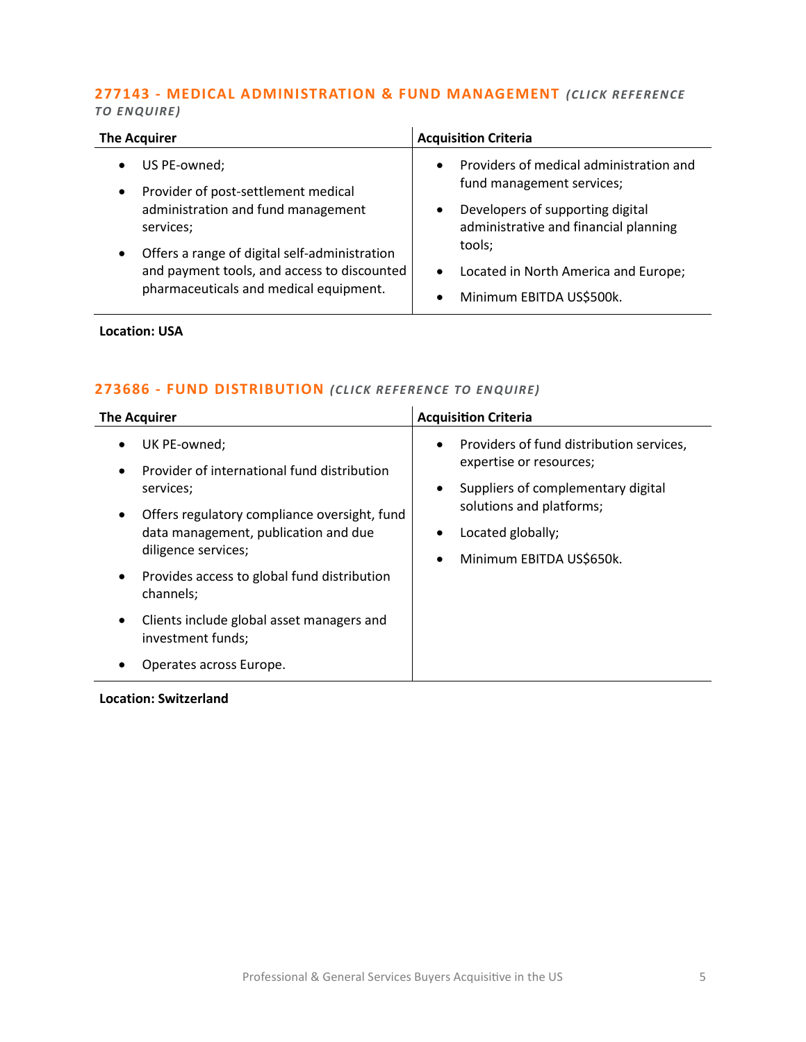### 277143 - MEDICAL ADMINISTRATION & FUND MANAGEMENT *(CLICK REFERENCE TO ENQUIRE)*

| The Acquirer | Acquisition Criteria |
| --- | --- |
| • US PE-owned;<br>• Provider of post-settlement medical administration and fund management services;<br>• Offers a range of digital self-administration and payment tools, and access to discounted pharmaceuticals and medical equipment. | • Providers of medical administration and fund management services;<br>• Developers of supporting digital administrative and financial planning tools;<br>• Located in North America and Europe;<br>• Minimum EBITDA US$500k. |

**Location: USA**

### 273686 - FUND DISTRIBUTION *(CLICK REFERENCE TO ENQUIRE)*

| The Acquirer | Acquisition Criteria |
| --- | --- |
| • UK PE-owned;<br>• Provider of international fund distribution services;<br>• Offers regulatory compliance oversight, fund data management, publication and due diligence services;<br>• Provides access to global fund distribution channels;<br>• Clients include global asset managers and investment funds;<br>• Operates across Europe. | • Providers of fund distribution services, expertise or resources;<br>• Suppliers of complementary digital solutions and platforms;<br>• Located globally;<br>• Minimum EBITDA US$650k. |

**Location: Switzerland**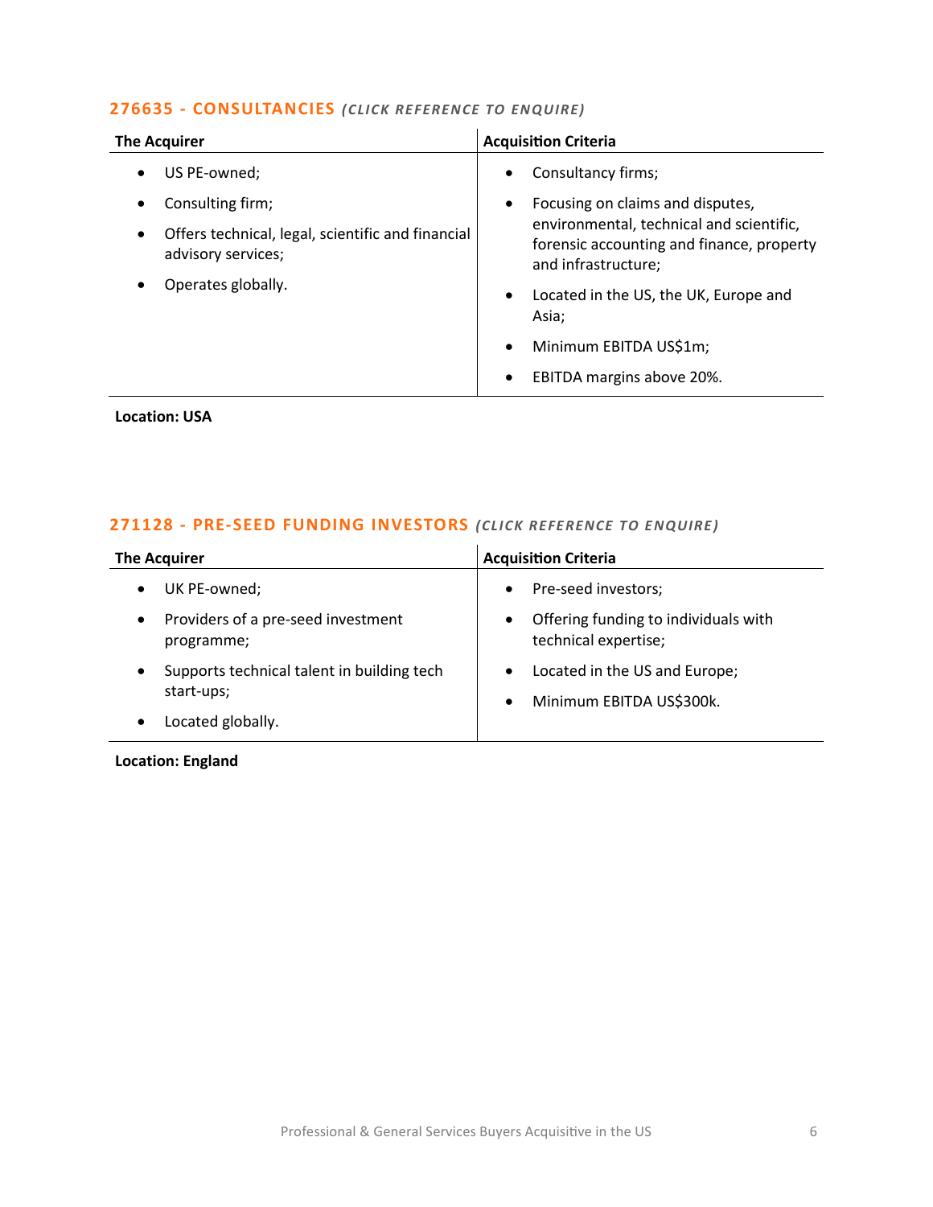### 276635 - CONSULTANCIES *(CLICK REFERENCE TO ENQUIRE)*

| The Acquirer | Acquisition Criteria |
|---|---|
| • US PE-owned;<br>• Consulting firm;<br>• Offers technical, legal, scientific and financial advisory services;<br>• Operates globally. | • Consultancy firms;<br>• Focusing on claims and disputes, environmental, technical and scientific, forensic accounting and finance, property and infrastructure;<br>• Located in the US, the UK, Europe and Asia;<br>• Minimum EBITDA US$1m;<br>• EBITDA margins above 20%. |

**Location: USA**

### 271128 - PRE-SEED FUNDING INVESTORS *(CLICK REFERENCE TO ENQUIRE)*

| The Acquirer | Acquisition Criteria |
|---|---|
| • UK PE-owned;<br>• Providers of a pre-seed investment programme;<br>• Supports technical talent in building tech start-ups;<br>• Located globally. | • Pre-seed investors;<br>• Offering funding to individuals with technical expertise;<br>• Located in the US and Europe;<br>• Minimum EBITDA US$300k. |

**Location: England**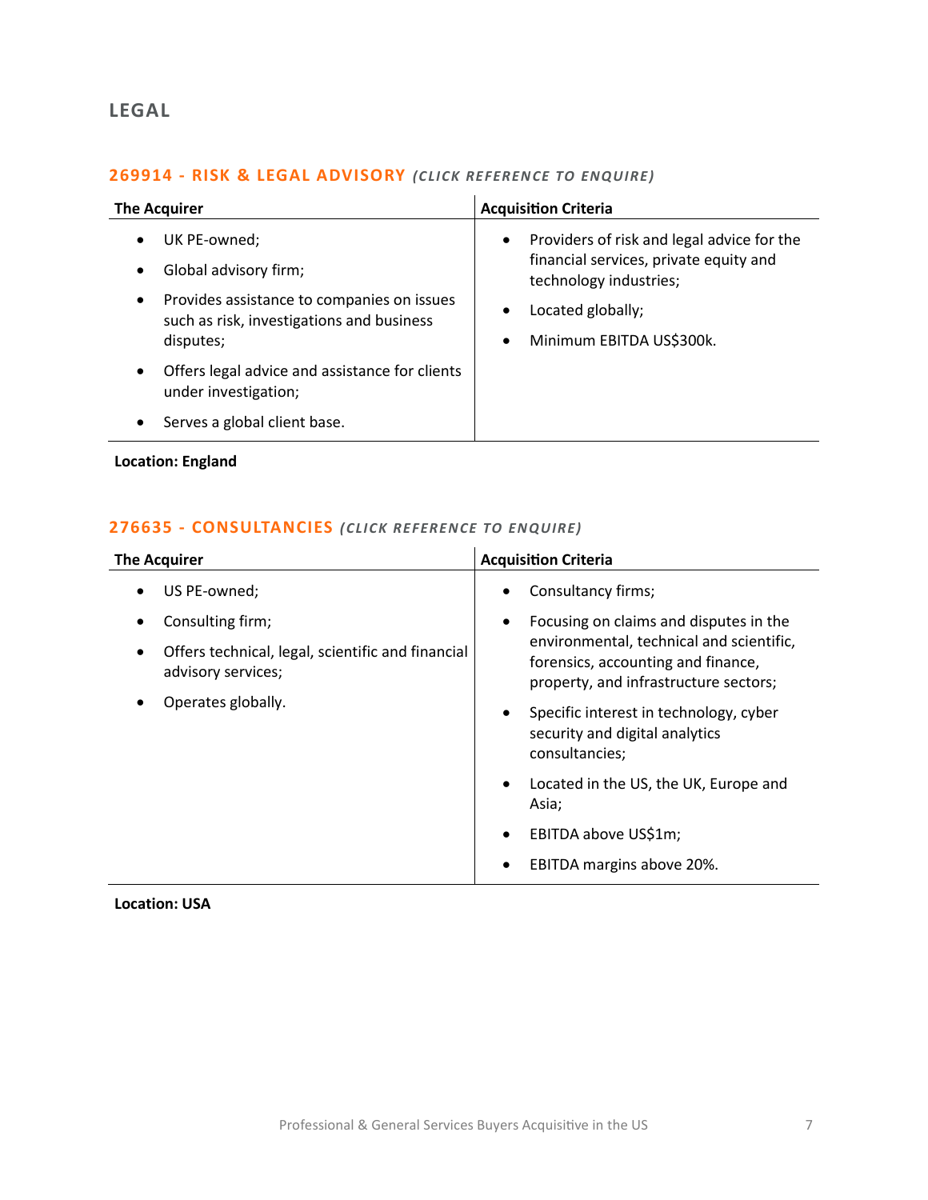## LEGAL

### 269914 - RISK & LEGAL ADVISORY *(CLICK REFERENCE TO ENQUIRE)*

| The Acquirer | Acquisition Criteria |
|---|---|
| • UK PE-owned;<br>• Global advisory firm;<br>• Provides assistance to companies on issues such as risk, investigations and business disputes;<br>• Offers legal advice and assistance for clients under investigation;<br>• Serves a global client base. | • Providers of risk and legal advice for the financial services, private equity and technology industries;<br>• Located globally;<br>• Minimum EBITDA US$300k. |

**Location: England**

### 276635 - CONSULTANCIES *(CLICK REFERENCE TO ENQUIRE)*

| The Acquirer | Acquisition Criteria |
|---|---|
| • US PE-owned;<br>• Consulting firm;<br>• Offers technical, legal, scientific and financial advisory services;<br>• Operates globally. | • Consultancy firms;<br>• Focusing on claims and disputes in the environmental, technical and scientific, forensics, accounting and finance, property, and infrastructure sectors;<br>• Specific interest in technology, cyber security and digital analytics consultancies;<br>• Located in the US, the UK, Europe and Asia;<br>• EBITDA above US$1m;<br>• EBITDA margins above 20%. |

**Location: USA**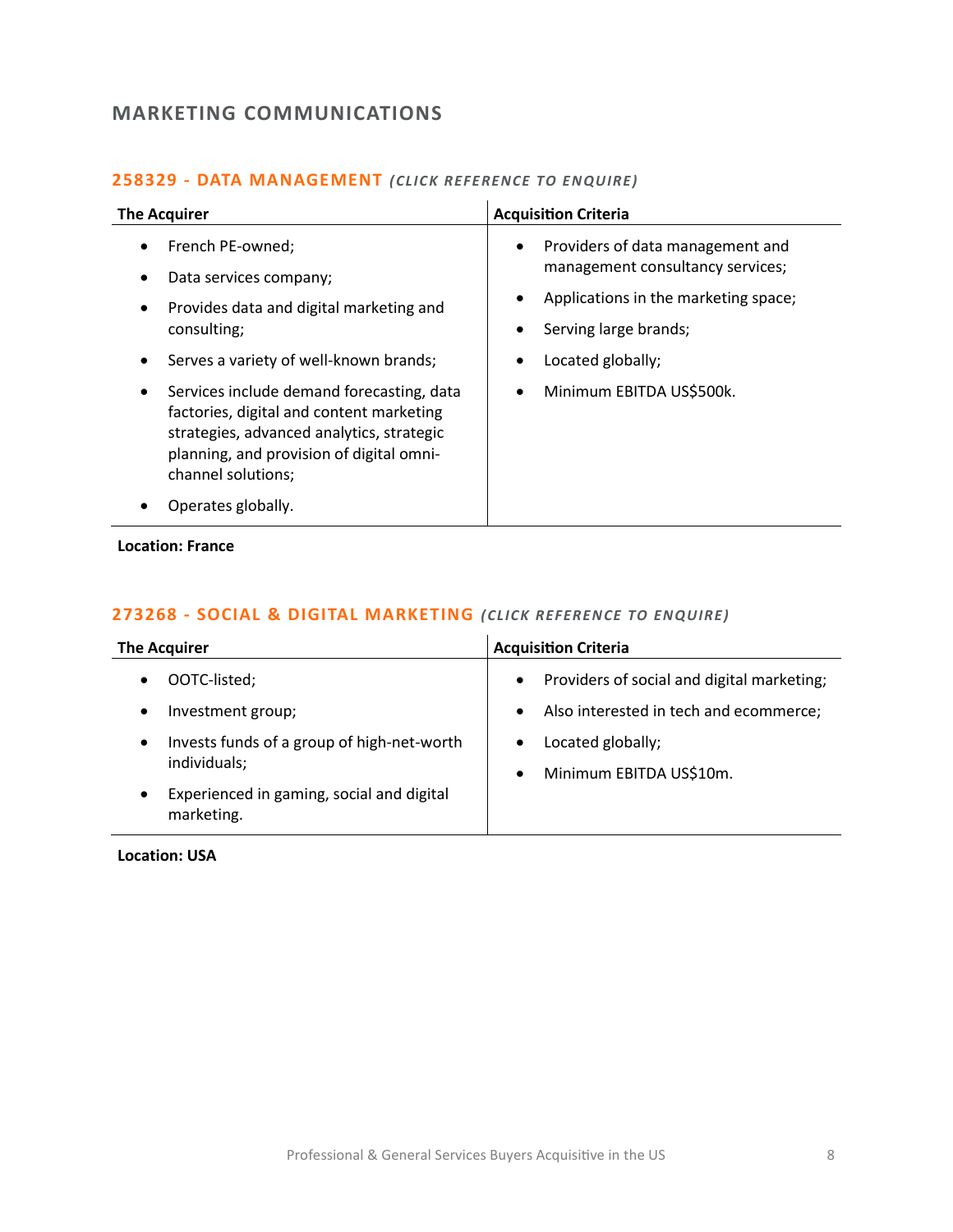## MARKETING COMMUNICATIONS

### 258329 - DATA MANAGEMENT *(CLICK REFERENCE TO ENQUIRE)*

| The Acquirer | Acquisition Criteria |
|---|---|
| • French PE-owned;<br>• Data services company;<br>• Provides data and digital marketing and consulting;<br>• Serves a variety of well-known brands;<br>• Services include demand forecasting, data factories, digital and content marketing strategies, advanced analytics, strategic planning, and provision of digital omni-channel solutions;<br>• Operates globally. | • Providers of data management and management consultancy services;<br>• Applications in the marketing space;<br>• Serving large brands;<br>• Located globally;<br>• Minimum EBITDA US$500k. |

**Location: France**

### 273268 - SOCIAL & DIGITAL MARKETING *(CLICK REFERENCE TO ENQUIRE)*

| The Acquirer | Acquisition Criteria |
|---|---|
| • OOTC-listed;<br>• Investment group;<br>• Invests funds of a group of high-net-worth individuals;<br>• Experienced in gaming, social and digital marketing. | • Providers of social and digital marketing;<br>• Also interested in tech and ecommerce;<br>• Located globally;<br>• Minimum EBITDA US$10m. |

**Location: USA**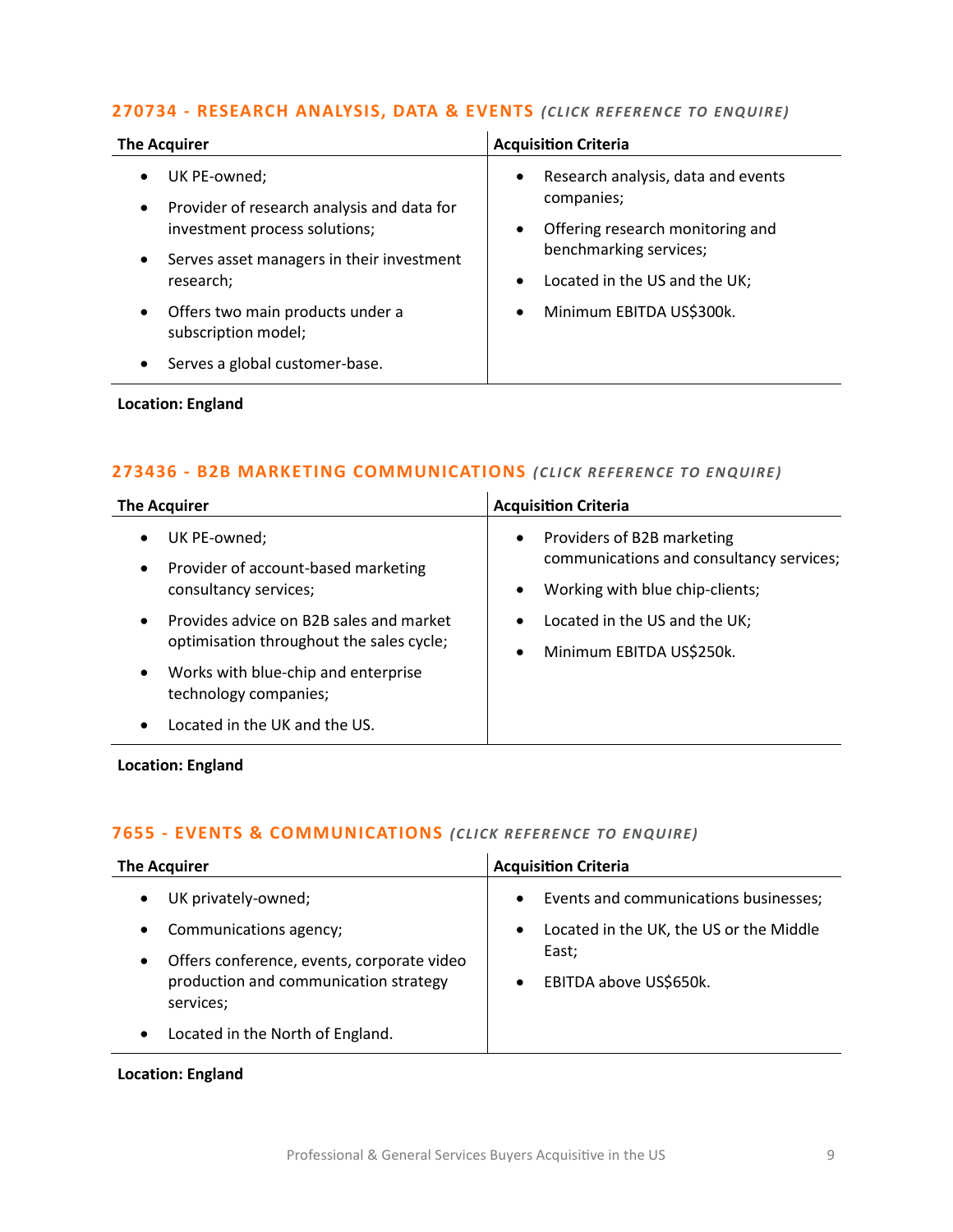### 270734 - RESEARCH ANALYSIS, DATA & EVENTS *(CLICK REFERENCE TO ENQUIRE)*

| The Acquirer | Acquisition Criteria |
| --- | --- |
| • UK PE-owned;<br>• Provider of research analysis and data for investment process solutions;<br>• Serves asset managers in their investment research;<br>• Offers two main products under a subscription model;<br>• Serves a global customer-base. | • Research analysis, data and events companies;<br>• Offering research monitoring and benchmarking services;<br>• Located in the US and the UK;<br>• Minimum EBITDA US$300k. |

**Location: England**

### 273436 - B2B MARKETING COMMUNICATIONS *(CLICK REFERENCE TO ENQUIRE)*

| The Acquirer | Acquisition Criteria |
| --- | --- |
| • UK PE-owned;<br>• Provider of account-based marketing consultancy services;<br>• Provides advice on B2B sales and market optimisation throughout the sales cycle;<br>• Works with blue-chip and enterprise technology companies;<br>• Located in the UK and the US. | • Providers of B2B marketing communications and consultancy services;<br>• Working with blue chip-clients;<br>• Located in the US and the UK;<br>• Minimum EBITDA US$250k. |

**Location: England**

### 7655 - EVENTS & COMMUNICATIONS *(CLICK REFERENCE TO ENQUIRE)*

| The Acquirer | Acquisition Criteria |
| --- | --- |
| • UK privately-owned;<br>• Communications agency;<br>• Offers conference, events, corporate video production and communication strategy services;<br>• Located in the North of England. | • Events and communications businesses;<br>• Located in the UK, the US or the Middle East;<br>• EBITDA above US$650k. |

**Location: England**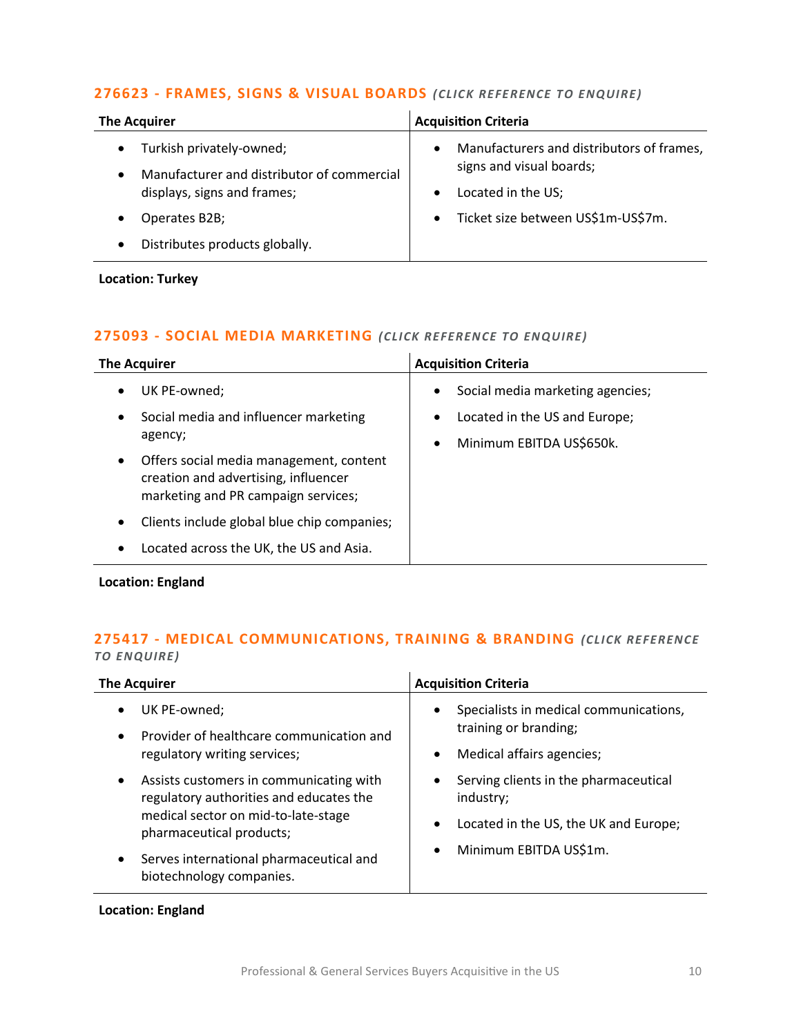### 276623 - FRAMES, SIGNS & VISUAL BOARDS *(CLICK REFERENCE TO ENQUIRE)*

| The Acquirer | Acquisition Criteria |
|---|---|
| • Turkish privately-owned;<br>• Manufacturer and distributor of commercial displays, signs and frames;<br>• Operates B2B;<br>• Distributes products globally. | • Manufacturers and distributors of frames, signs and visual boards;<br>• Located in the US;<br>• Ticket size between US$1m-US$7m. |

**Location: Turkey**

### 275093 - SOCIAL MEDIA MARKETING *(CLICK REFERENCE TO ENQUIRE)*

| The Acquirer | Acquisition Criteria |
|---|---|
| • UK PE-owned;<br>• Social media and influencer marketing agency;<br>• Offers social media management, content creation and advertising, influencer marketing and PR campaign services;<br>• Clients include global blue chip companies;<br>• Located across the UK, the US and Asia. | • Social media marketing agencies;<br>• Located in the US and Europe;<br>• Minimum EBITDA US$650k. |

**Location: England**

### 275417 - MEDICAL COMMUNICATIONS, TRAINING & BRANDING *(CLICK REFERENCE TO ENQUIRE)*

| The Acquirer | Acquisition Criteria |
|---|---|
| • UK PE-owned;<br>• Provider of healthcare communication and regulatory writing services;<br>• Assists customers in communicating with regulatory authorities and educates the medical sector on mid-to-late-stage pharmaceutical products;<br>• Serves international pharmaceutical and biotechnology companies. | • Specialists in medical communications, training or branding;<br>• Medical affairs agencies;<br>• Serving clients in the pharmaceutical industry;<br>• Located in the US, the UK and Europe;<br>• Minimum EBITDA US$1m. |

**Location: England**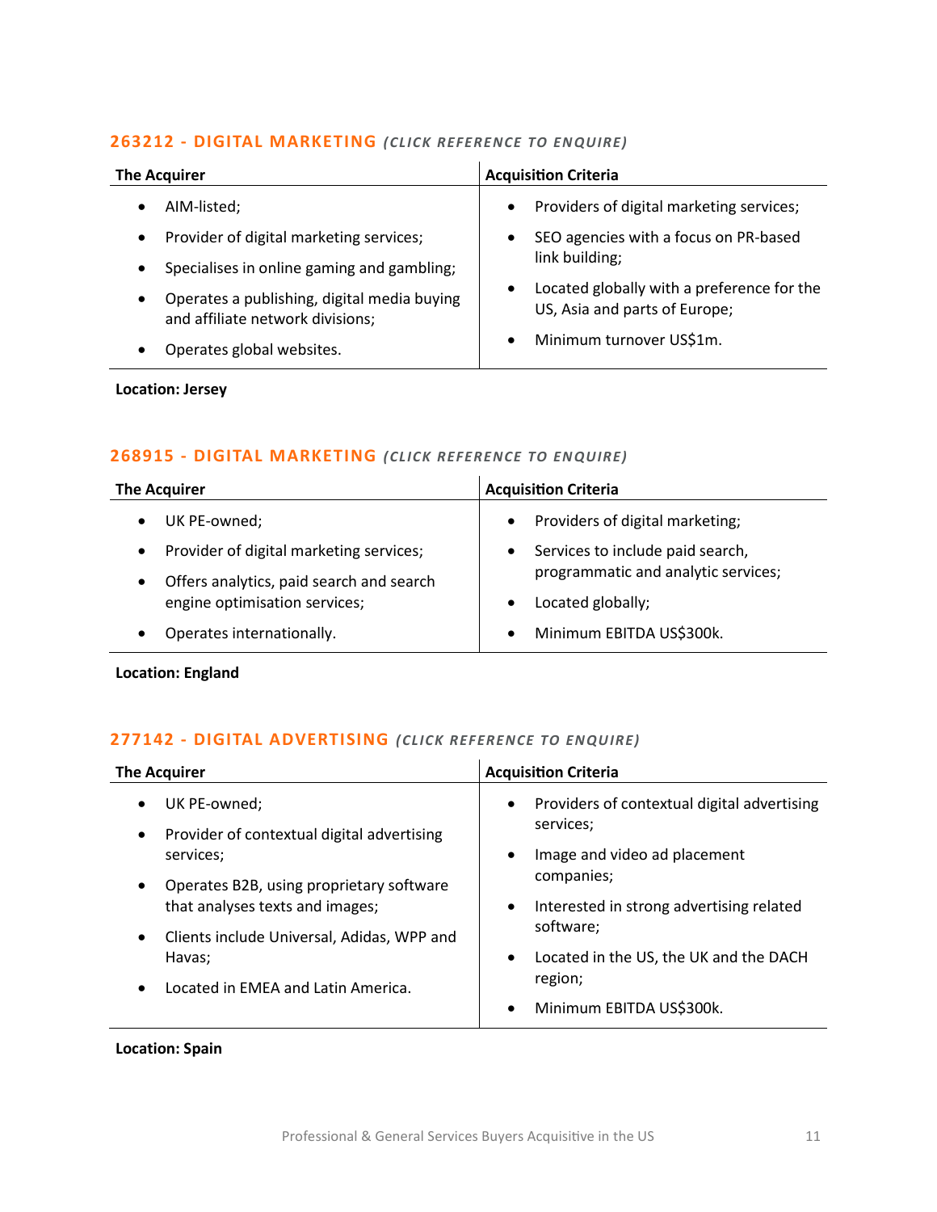### 263212 - DIGITAL MARKETING *(CLICK REFERENCE TO ENQUIRE)*

| The Acquirer | Acquisition Criteria |
|---|---|
| • AIM-listed;<br>• Provider of digital marketing services;<br>• Specialises in online gaming and gambling;<br>• Operates a publishing, digital media buying and affiliate network divisions;<br>• Operates global websites. | • Providers of digital marketing services;<br>• SEO agencies with a focus on PR-based link building;<br>• Located globally with a preference for the US, Asia and parts of Europe;<br>• Minimum turnover US$1m. |

**Location: Jersey**

### 268915 - DIGITAL MARKETING *(CLICK REFERENCE TO ENQUIRE)*

| The Acquirer | Acquisition Criteria |
|---|---|
| • UK PE-owned;<br>• Provider of digital marketing services;<br>• Offers analytics, paid search and search engine optimisation services;<br>• Operates internationally. | • Providers of digital marketing;<br>• Services to include paid search, programmatic and analytic services;<br>• Located globally;<br>• Minimum EBITDA US$300k. |

**Location: England**

### 277142 - DIGITAL ADVERTISING *(CLICK REFERENCE TO ENQUIRE)*

| The Acquirer | Acquisition Criteria |
|---|---|
| • UK PE-owned;<br>• Provider of contextual digital advertising services;<br>• Operates B2B, using proprietary software that analyses texts and images;<br>• Clients include Universal, Adidas, WPP and Havas;<br>• Located in EMEA and Latin America. | • Providers of contextual digital advertising services;<br>• Image and video ad placement companies;<br>• Interested in strong advertising related software;<br>• Located in the US, the UK and the DACH region;<br>• Minimum EBITDA US$300k. |

**Location: Spain**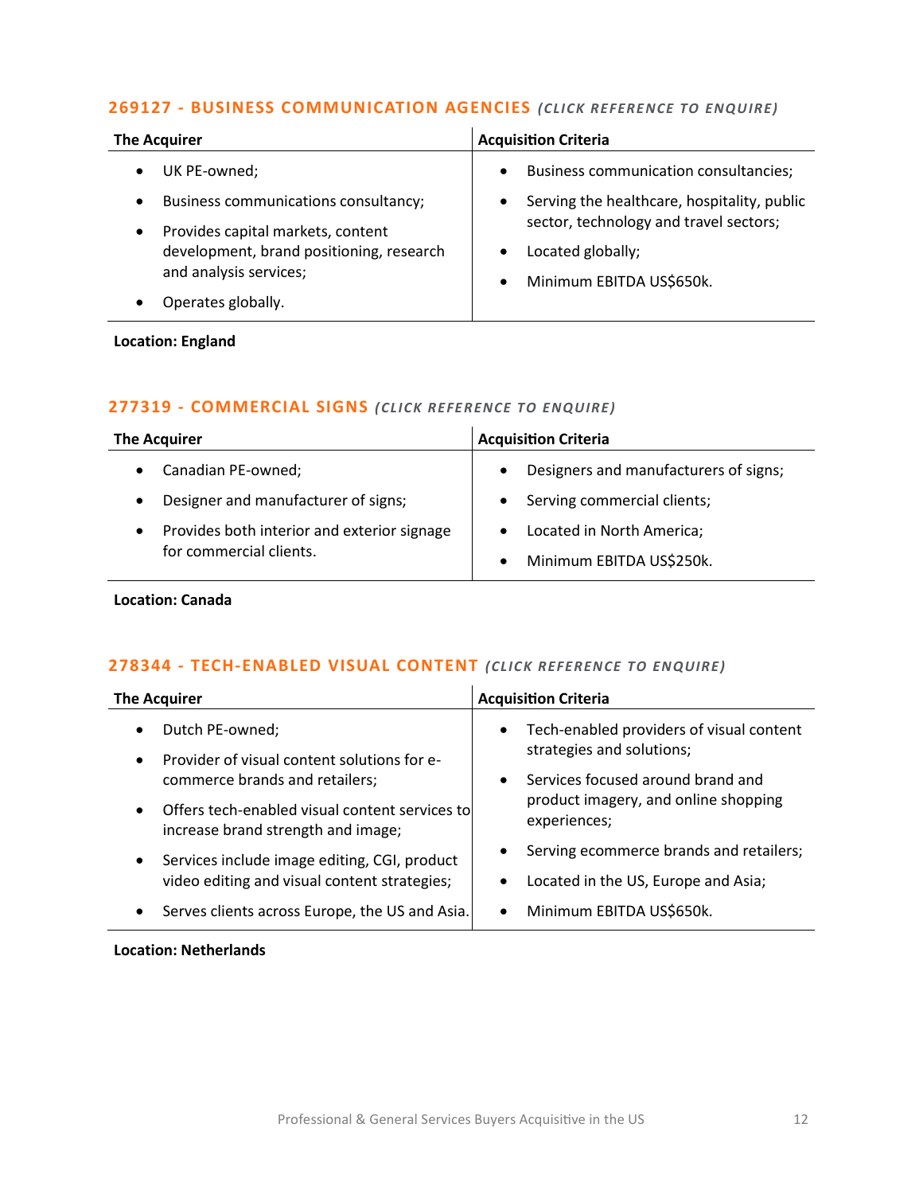### 269127 - BUSINESS COMMUNICATION AGENCIES *(CLICK REFERENCE TO ENQUIRE)*

| The Acquirer | Acquisition Criteria |
|---|---|
| • UK PE-owned;<br>• Business communications consultancy;<br>• Provides capital markets, content development, brand positioning, research and analysis services;<br>• Operates globally. | • Business communication consultancies;<br>• Serving the healthcare, hospitality, public sector, technology and travel sectors;<br>• Located globally;<br>• Minimum EBITDA US$650k. |

**Location: England**

### 277319 - COMMERCIAL SIGNS *(CLICK REFERENCE TO ENQUIRE)*

| The Acquirer | Acquisition Criteria |
|---|---|
| • Canadian PE-owned;<br>• Designer and manufacturer of signs;<br>• Provides both interior and exterior signage for commercial clients. | • Designers and manufacturers of signs;<br>• Serving commercial clients;<br>• Located in North America;<br>• Minimum EBITDA US$250k. |

**Location: Canada**

### 278344 - TECH-ENABLED VISUAL CONTENT *(CLICK REFERENCE TO ENQUIRE)*

| The Acquirer | Acquisition Criteria |
|---|---|
| • Dutch PE-owned;<br>• Provider of visual content solutions for e-commerce brands and retailers;<br>• Offers tech-enabled visual content services to increase brand strength and image;<br>• Services include image editing, CGI, product video editing and visual content strategies;<br>• Serves clients across Europe, the US and Asia. | • Tech-enabled providers of visual content strategies and solutions;<br>• Services focused around brand and product imagery, and online shopping experiences;<br>• Serving ecommerce brands and retailers;<br>• Located in the US, Europe and Asia;<br>• Minimum EBITDA US$650k. |

**Location: Netherlands**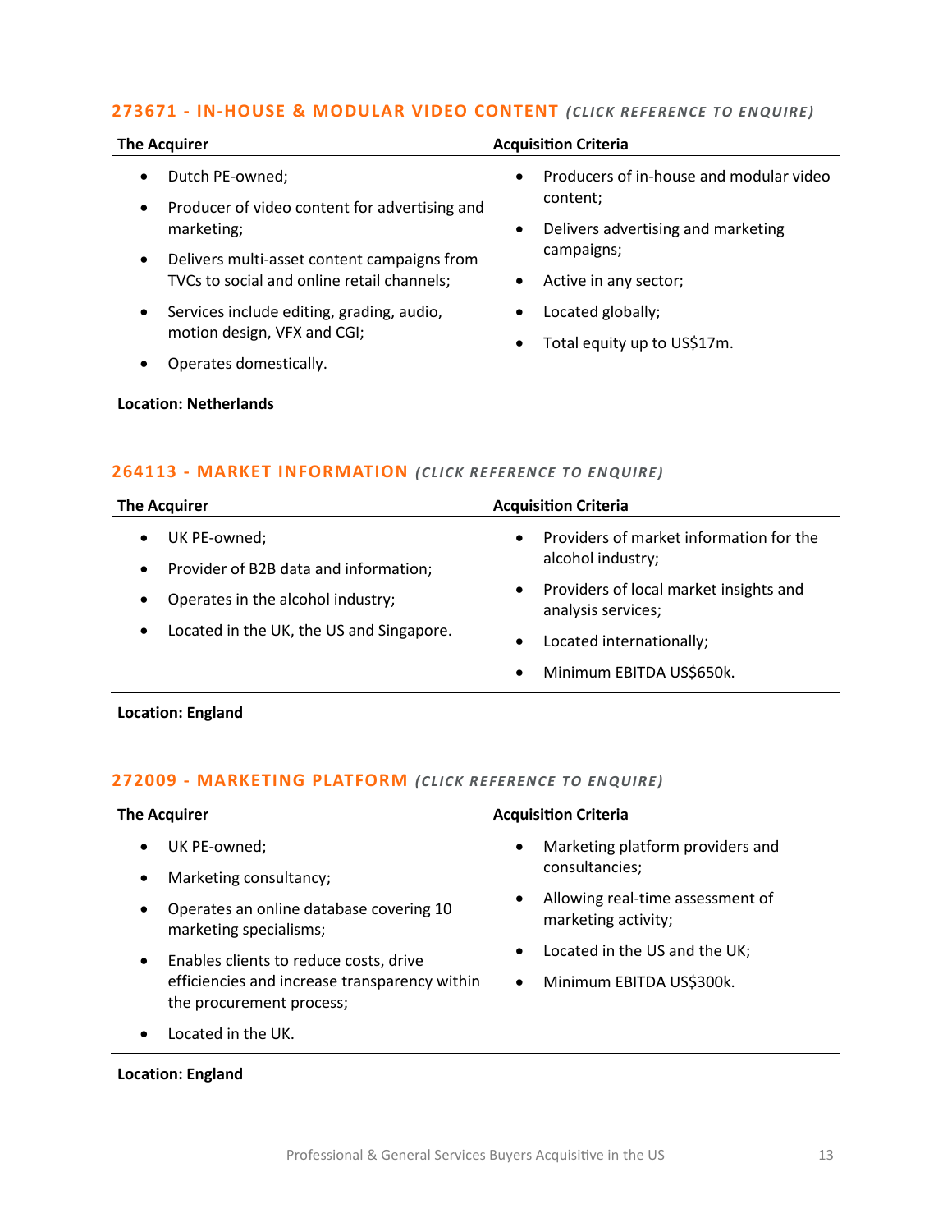### 273671 - IN-HOUSE & MODULAR VIDEO CONTENT *(CLICK REFERENCE TO ENQUIRE)*

| The Acquirer | Acquisition Criteria |
|---|---|
| • Dutch PE-owned;<br>• Producer of video content for advertising and marketing;<br>• Delivers multi-asset content campaigns from TVCs to social and online retail channels;<br>• Services include editing, grading, audio, motion design, VFX and CGI;<br>• Operates domestically. | • Producers of in-house and modular video content;<br>• Delivers advertising and marketing campaigns;<br>• Active in any sector;<br>• Located globally;<br>• Total equity up to US$17m. |

**Location: Netherlands**

### 264113 - MARKET INFORMATION *(CLICK REFERENCE TO ENQUIRE)*

| The Acquirer | Acquisition Criteria |
|---|---|
| • UK PE-owned;<br>• Provider of B2B data and information;<br>• Operates in the alcohol industry;<br>• Located in the UK, the US and Singapore. | • Providers of market information for the alcohol industry;<br>• Providers of local market insights and analysis services;<br>• Located internationally;<br>• Minimum EBITDA US$650k. |

**Location: England**

### 272009 - MARKETING PLATFORM *(CLICK REFERENCE TO ENQUIRE)*

| The Acquirer | Acquisition Criteria |
|---|---|
| • UK PE-owned;<br>• Marketing consultancy;<br>• Operates an online database covering 10 marketing specialisms;<br>• Enables clients to reduce costs, drive efficiencies and increase transparency within the procurement process;<br>• Located in the UK. | • Marketing platform providers and consultancies;<br>• Allowing real-time assessment of marketing activity;<br>• Located in the US and the UK;<br>• Minimum EBITDA US$300k. |

**Location: England**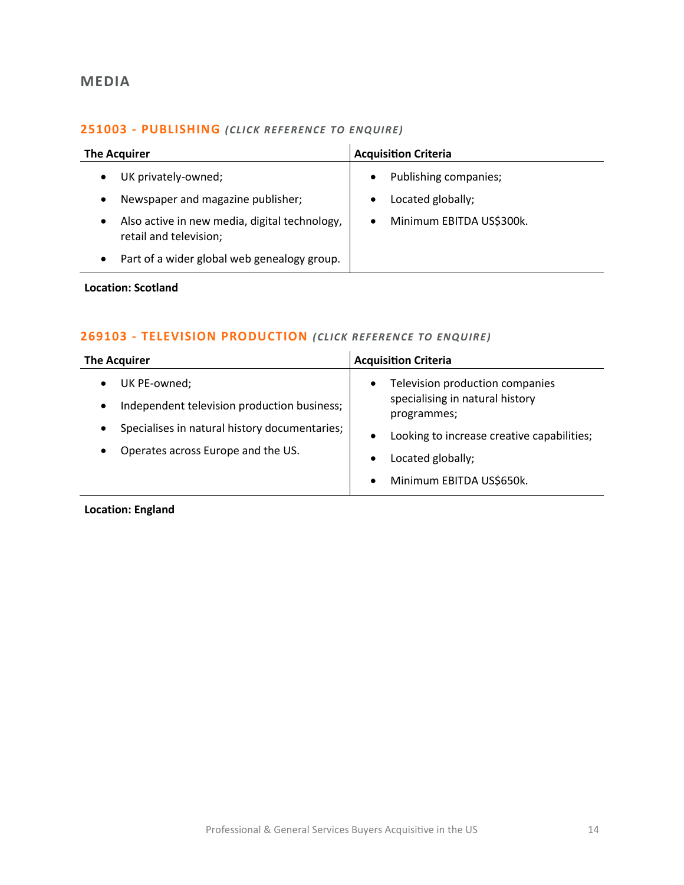## MEDIA

### 251003 - PUBLISHING *(CLICK REFERENCE TO ENQUIRE)*

| The Acquirer | Acquisition Criteria |
|---|---|
| • UK privately-owned;<br>• Newspaper and magazine publisher;<br>• Also active in new media, digital technology, retail and television;<br>• Part of a wider global web genealogy group. | • Publishing companies;<br>• Located globally;<br>• Minimum EBITDA US$300k. |

**Location: Scotland**

### 269103 - TELEVISION PRODUCTION *(CLICK REFERENCE TO ENQUIRE)*

| The Acquirer | Acquisition Criteria |
|---|---|
| • UK PE-owned;<br>• Independent television production business;<br>• Specialises in natural history documentaries;<br>• Operates across Europe and the US. | • Television production companies specialising in natural history programmes;<br>• Looking to increase creative capabilities;<br>• Located globally;<br>• Minimum EBITDA US$650k. |

**Location: England**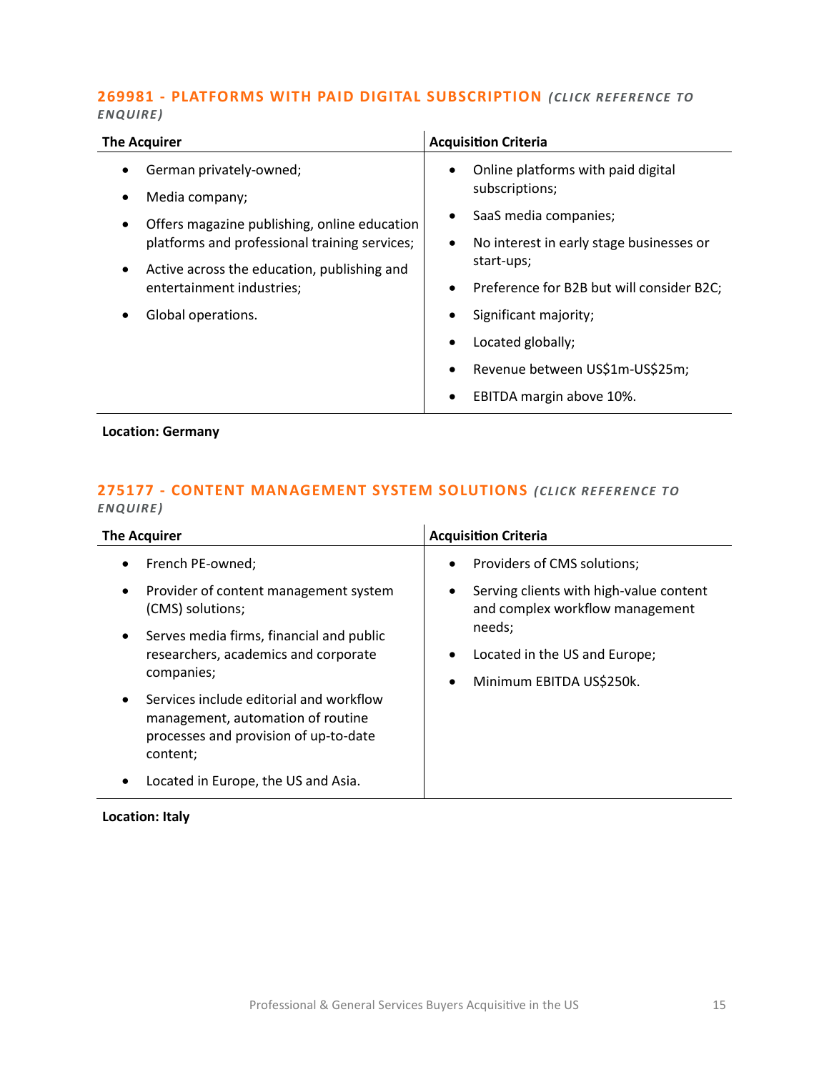## 269981 - PLATFORMS WITH PAID DIGITAL SUBSCRIPTION *(CLICK REFERENCE TO ENQUIRE)*

| The Acquirer | Acquisition Criteria |
|---|---|
| • German privately-owned;<br>• Media company;<br>• Offers magazine publishing, online education platforms and professional training services;<br>• Active across the education, publishing and entertainment industries;<br>• Global operations. | • Online platforms with paid digital subscriptions;<br>• SaaS media companies;<br>• No interest in early stage businesses or start-ups;<br>• Preference for B2B but will consider B2C;<br>• Significant majority;<br>• Located globally;<br>• Revenue between US$1m-US$25m;<br>• EBITDA margin above 10%. |

**Location: Germany**

## 275177 - CONTENT MANAGEMENT SYSTEM SOLUTIONS *(CLICK REFERENCE TO ENQUIRE)*

| The Acquirer | Acquisition Criteria |
|---|---|
| • French PE-owned;<br>• Provider of content management system (CMS) solutions;<br>• Serves media firms, financial and public researchers, academics and corporate companies;<br>• Services include editorial and workflow management, automation of routine processes and provision of up-to-date content;<br>• Located in Europe, the US and Asia. | • Providers of CMS solutions;<br>• Serving clients with high-value content and complex workflow management needs;<br>• Located in the US and Europe;<br>• Minimum EBITDA US$250k. |

**Location: Italy**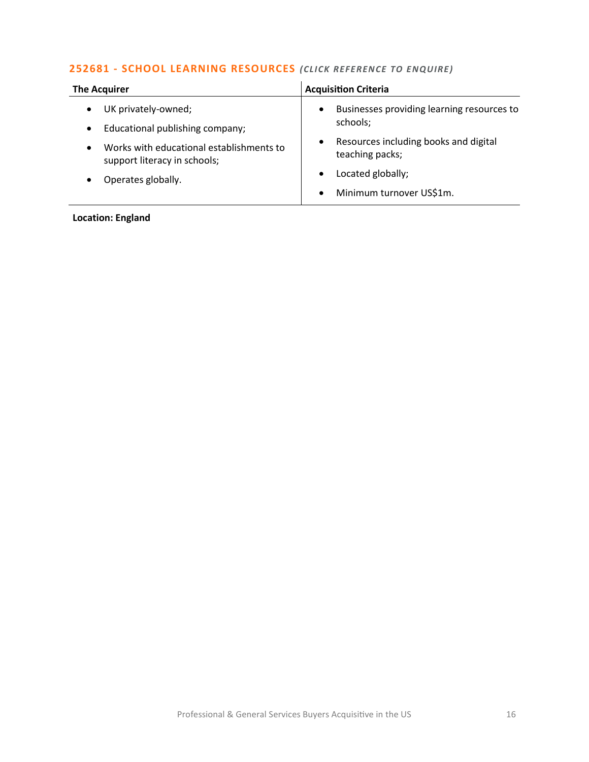## 252681 - SCHOOL LEARNING RESOURCES *(CLICK REFERENCE TO ENQUIRE)*

| The Acquirer | Acquisition Criteria |
|---|---|
| • UK privately-owned;<br>• Educational publishing company;<br>• Works with educational establishments to support literacy in schools;<br>• Operates globally. | • Businesses providing learning resources to schools;<br>• Resources including books and digital teaching packs;<br>• Located globally;<br>• Minimum turnover US$1m. |

**Location: England**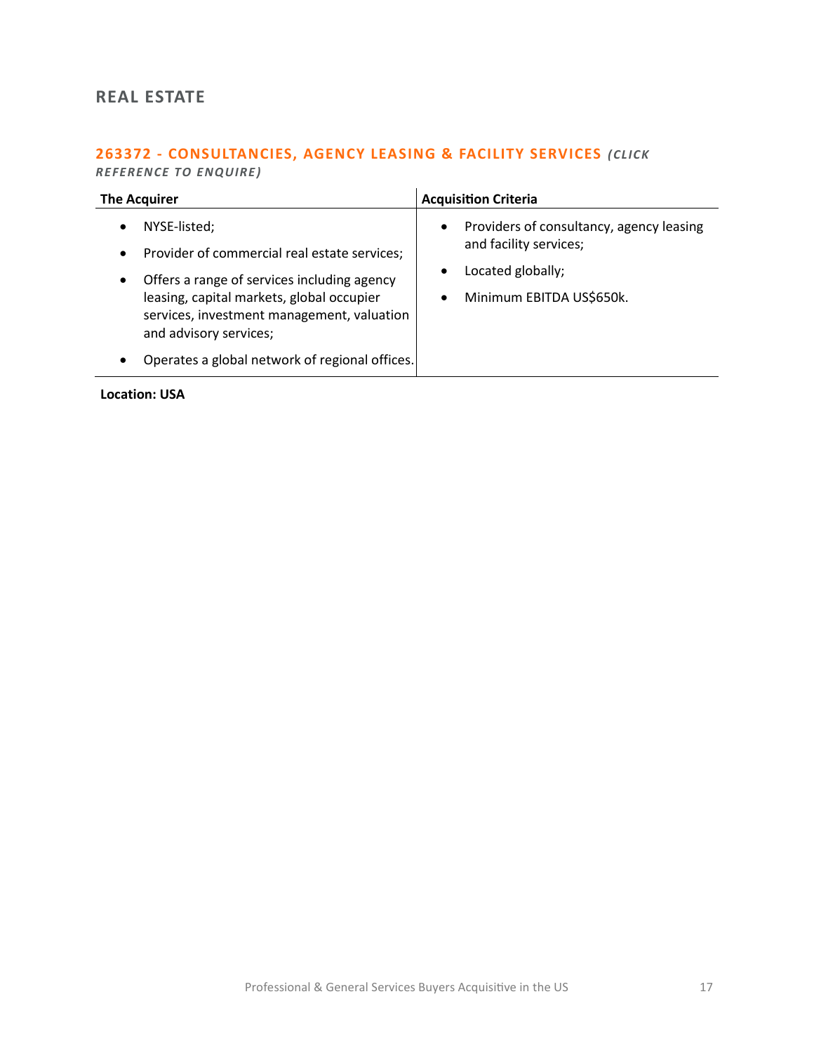## REAL ESTATE

### 263372 - CONSULTANCIES, AGENCY LEASING & FACILITY SERVICES *(CLICK REFERENCE TO ENQUIRE)*

| The Acquirer | Acquisition Criteria |
|---|---|
| • NYSE-listed;<br>• Provider of commercial real estate services;<br>• Offers a range of services including agency leasing, capital markets, global occupier services, investment management, valuation and advisory services;<br>• Operates a global network of regional offices. | • Providers of consultancy, agency leasing and facility services;<br>• Located globally;<br>• Minimum EBITDA US$650k. |

**Location: USA**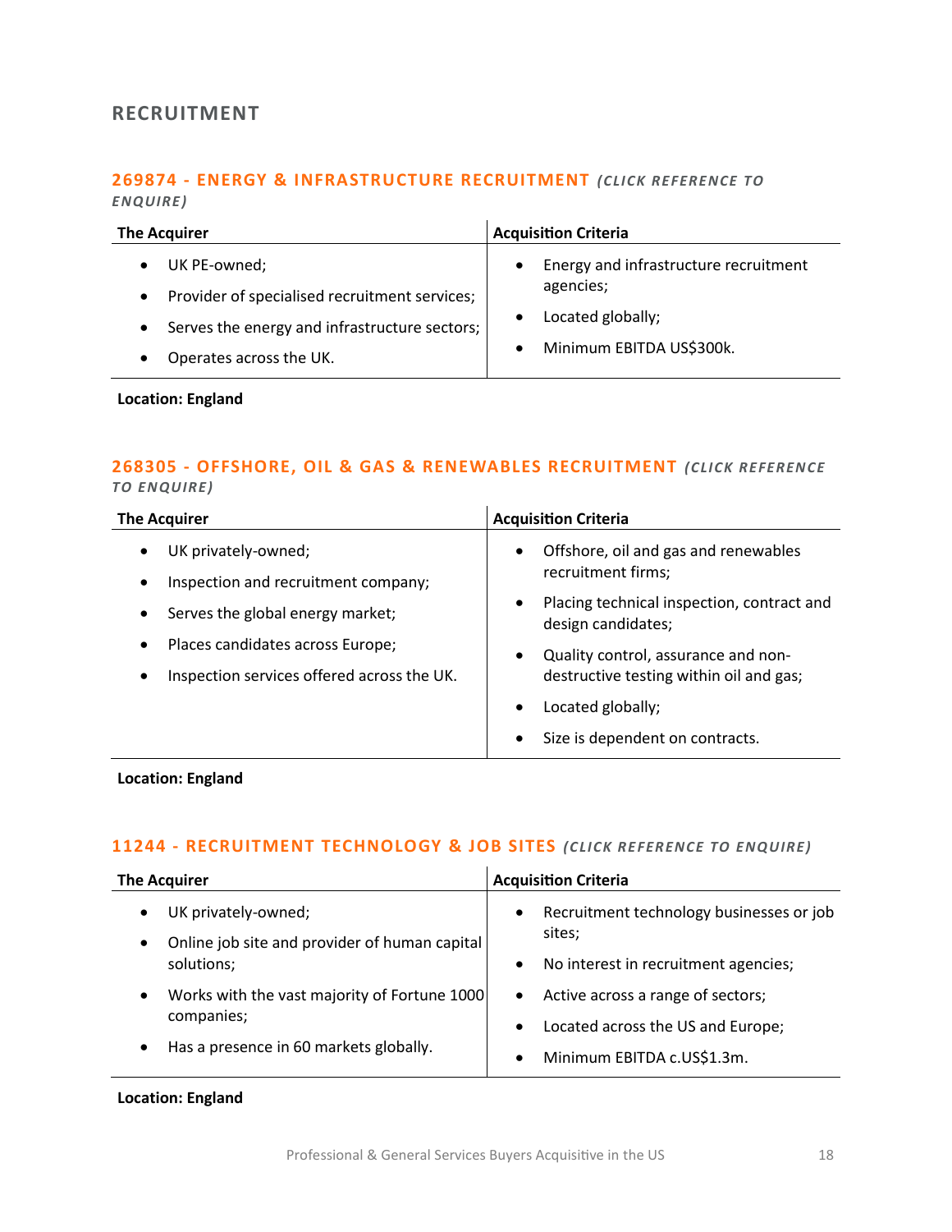## RECRUITMENT

### 269874 - ENERGY & INFRASTRUCTURE RECRUITMENT *(CLICK REFERENCE TO ENQUIRE)*

| The Acquirer | Acquisition Criteria |
|---|---|
| • UK PE-owned;<br>• Provider of specialised recruitment services;<br>• Serves the energy and infrastructure sectors;<br>• Operates across the UK. | • Energy and infrastructure recruitment agencies;<br>• Located globally;<br>• Minimum EBITDA US$300k. |

**Location: England**

### 268305 - OFFSHORE, OIL & GAS & RENEWABLES RECRUITMENT *(CLICK REFERENCE TO ENQUIRE)*

| The Acquirer | Acquisition Criteria |
|---|---|
| • UK privately-owned;<br>• Inspection and recruitment company;<br>• Serves the global energy market;<br>• Places candidates across Europe;<br>• Inspection services offered across the UK. | • Offshore, oil and gas and renewables recruitment firms;<br>• Placing technical inspection, contract and design candidates;<br>• Quality control, assurance and non-destructive testing within oil and gas;<br>• Located globally;<br>• Size is dependent on contracts. |

**Location: England**

### 11244 - RECRUITMENT TECHNOLOGY & JOB SITES *(CLICK REFERENCE TO ENQUIRE)*

| The Acquirer | Acquisition Criteria |
|---|---|
| • UK privately-owned;<br>• Online job site and provider of human capital solutions;<br>• Works with the vast majority of Fortune 1000 companies;<br>• Has a presence in 60 markets globally. | • Recruitment technology businesses or job sites;<br>• No interest in recruitment agencies;<br>• Active across a range of sectors;<br>• Located across the US and Europe;<br>• Minimum EBITDA c.US$1.3m. |

**Location: England**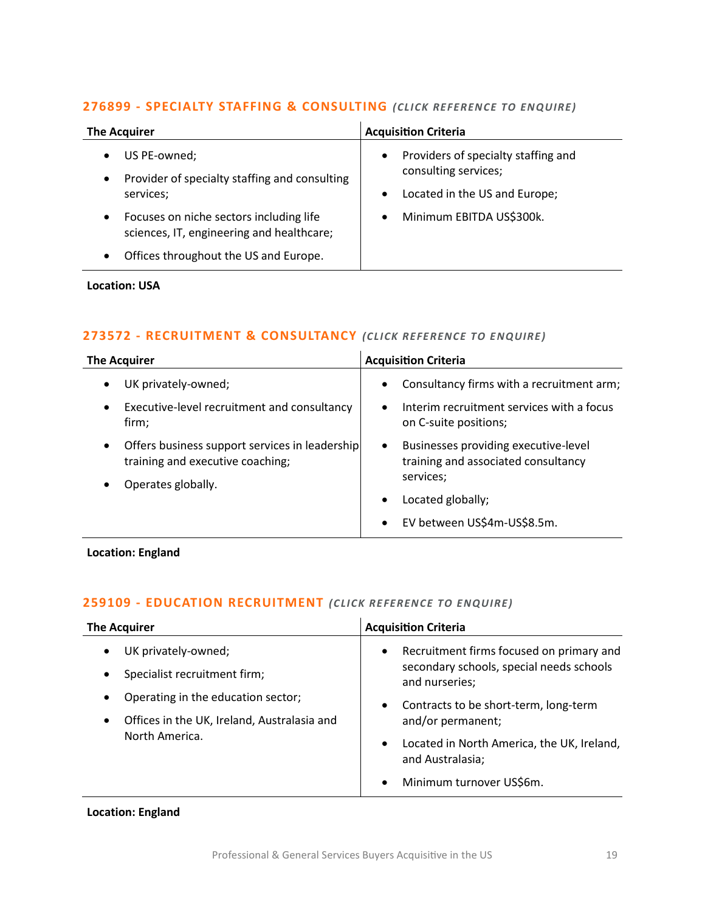## 276899 - SPECIALTY STAFFING & CONSULTING *(CLICK REFERENCE TO ENQUIRE)*

| The Acquirer | Acquisition Criteria |
|---|---|
| • US PE-owned;<br>• Provider of specialty staffing and consulting services;<br>• Focuses on niche sectors including life sciences, IT, engineering and healthcare;<br>• Offices throughout the US and Europe. | • Providers of specialty staffing and consulting services;<br>• Located in the US and Europe;<br>• Minimum EBITDA US$300k. |

**Location: USA**

## 273572 - RECRUITMENT & CONSULTANCY *(CLICK REFERENCE TO ENQUIRE)*

| The Acquirer | Acquisition Criteria |
|---|---|
| • UK privately-owned;<br>• Executive-level recruitment and consultancy firm;<br>• Offers business support services in leadership training and executive coaching;<br>• Operates globally. | • Consultancy firms with a recruitment arm;<br>• Interim recruitment services with a focus on C-suite positions;<br>• Businesses providing executive-level training and associated consultancy services;<br>• Located globally;<br>• EV between US$4m-US$8.5m. |

**Location: England**

## 259109 - EDUCATION RECRUITMENT *(CLICK REFERENCE TO ENQUIRE)*

| The Acquirer | Acquisition Criteria |
|---|---|
| • UK privately-owned;<br>• Specialist recruitment firm;<br>• Operating in the education sector;<br>• Offices in the UK, Ireland, Australasia and North America. | • Recruitment firms focused on primary and secondary schools, special needs schools and nurseries;<br>• Contracts to be short-term, long-term and/or permanent;<br>• Located in North America, the UK, Ireland, and Australasia;<br>• Minimum turnover US$6m. |

**Location: England**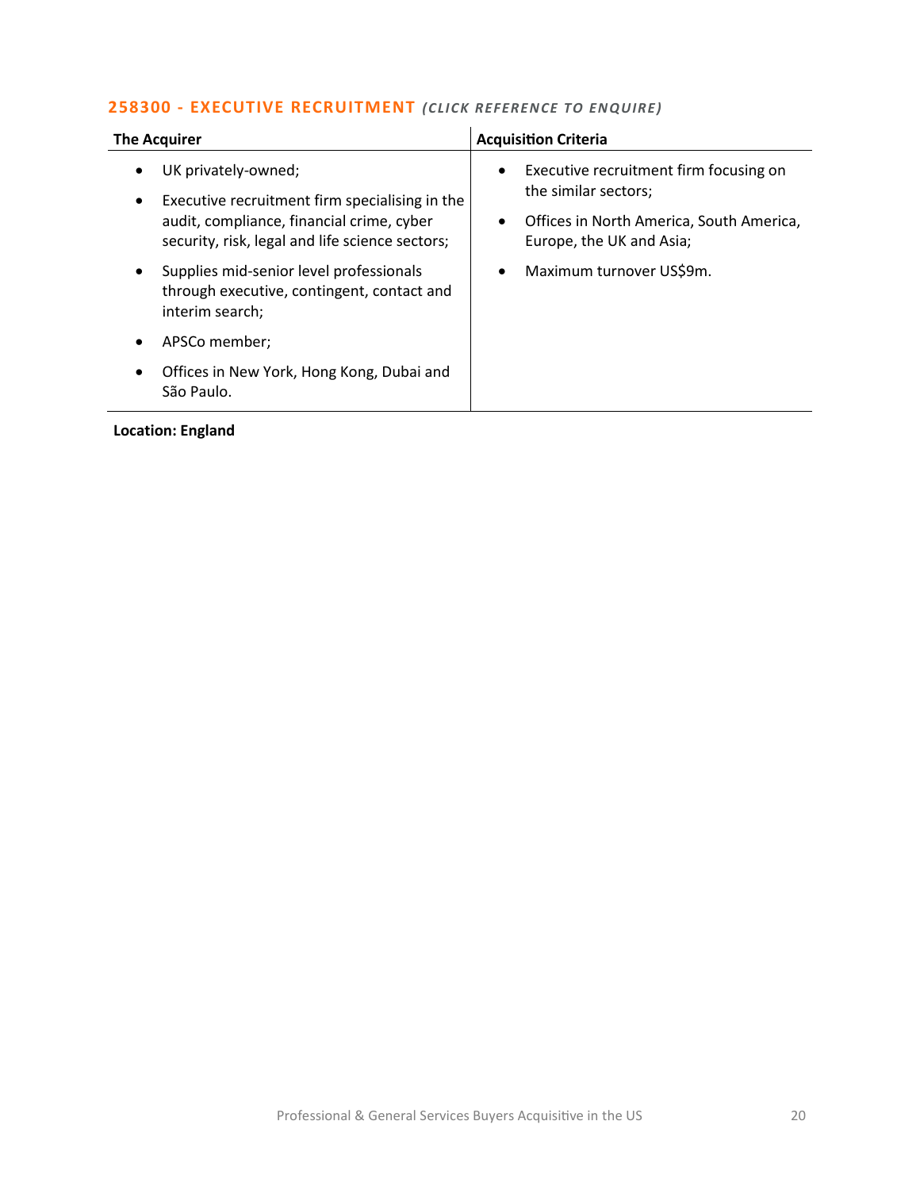## 258300 - EXECUTIVE RECRUITMENT *(CLICK REFERENCE TO ENQUIRE)*

| The Acquirer | Acquisition Criteria |
| --- | --- |
| • UK privately-owned;<br>• Executive recruitment firm specialising in the audit, compliance, financial crime, cyber security, risk, legal and life science sectors;<br>• Supplies mid-senior level professionals through executive, contingent, contact and interim search;<br>• APSCo member;<br>• Offices in New York, Hong Kong, Dubai and São Paulo. | • Executive recruitment firm focusing on the similar sectors;<br>• Offices in North America, South America, Europe, the UK and Asia;<br>• Maximum turnover US$9m. |

**Location: England**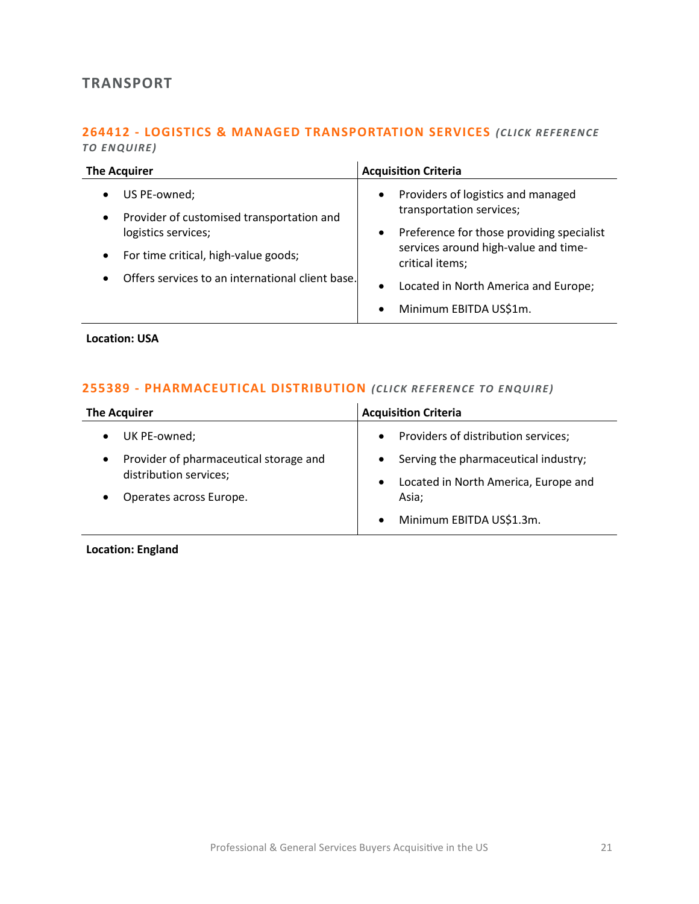## TRANSPORT

### 264412 - LOGISTICS & MANAGED TRANSPORTATION SERVICES *(CLICK REFERENCE TO ENQUIRE)*

| The Acquirer | Acquisition Criteria |
|---|---|
| • US PE-owned;<br>• Provider of customised transportation and logistics services;<br>• For time critical, high-value goods;<br>• Offers services to an international client base. | • Providers of logistics and managed transportation services;<br>• Preference for those providing specialist services around high-value and time-critical items;<br>• Located in North America and Europe;<br>• Minimum EBITDA US$1m. |

**Location: USA**

### 255389 - PHARMACEUTICAL DISTRIBUTION *(CLICK REFERENCE TO ENQUIRE)*

| The Acquirer | Acquisition Criteria |
|---|---|
| • UK PE-owned;<br>• Provider of pharmaceutical storage and distribution services;<br>• Operates across Europe. | • Providers of distribution services;<br>• Serving the pharmaceutical industry;<br>• Located in North America, Europe and Asia;<br>• Minimum EBITDA US$1.3m. |

**Location: England**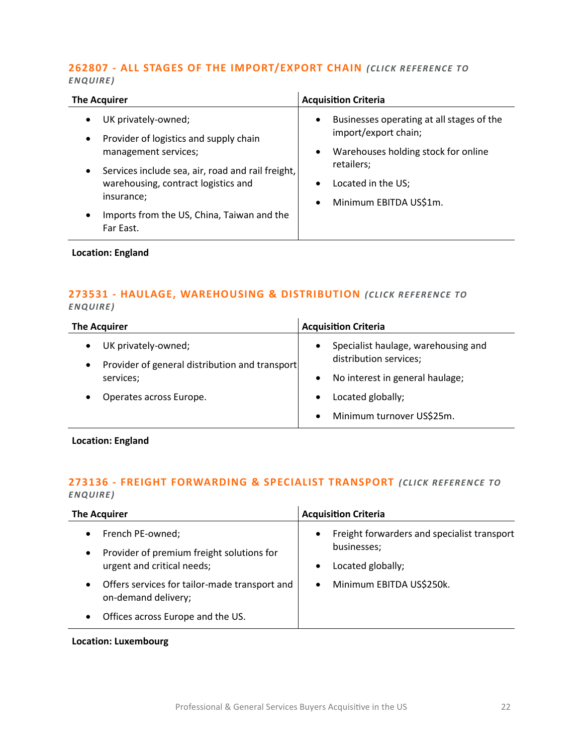### 262807 - ALL STAGES OF THE IMPORT/EXPORT CHAIN *(CLICK REFERENCE TO ENQUIRE)*

| The Acquirer | Acquisition Criteria |
|---|---|
| • UK privately-owned;<br>• Provider of logistics and supply chain management services;<br>• Services include sea, air, road and rail freight, warehousing, contract logistics and insurance;<br>• Imports from the US, China, Taiwan and the Far East. | • Businesses operating at all stages of the import/export chain;<br>• Warehouses holding stock for online retailers;<br>• Located in the US;<br>• Minimum EBITDA US$1m. |

**Location: England**

### 273531 - HAULAGE, WAREHOUSING & DISTRIBUTION *(CLICK REFERENCE TO ENQUIRE)*

| The Acquirer | Acquisition Criteria |
|---|---|
| • UK privately-owned;<br>• Provider of general distribution and transport services;<br>• Operates across Europe. | • Specialist haulage, warehousing and distribution services;<br>• No interest in general haulage;<br>• Located globally;<br>• Minimum turnover US$25m. |

**Location: England**

### 273136 - FREIGHT FORWARDING & SPECIALIST TRANSPORT *(CLICK REFERENCE TO ENQUIRE)*

| The Acquirer | Acquisition Criteria |
|---|---|
| • French PE-owned;<br>• Provider of premium freight solutions for urgent and critical needs;<br>• Offers services for tailor-made transport and on-demand delivery;<br>• Offices across Europe and the US. | • Freight forwarders and specialist transport businesses;<br>• Located globally;<br>• Minimum EBITDA US$250k. |

**Location: Luxembourg**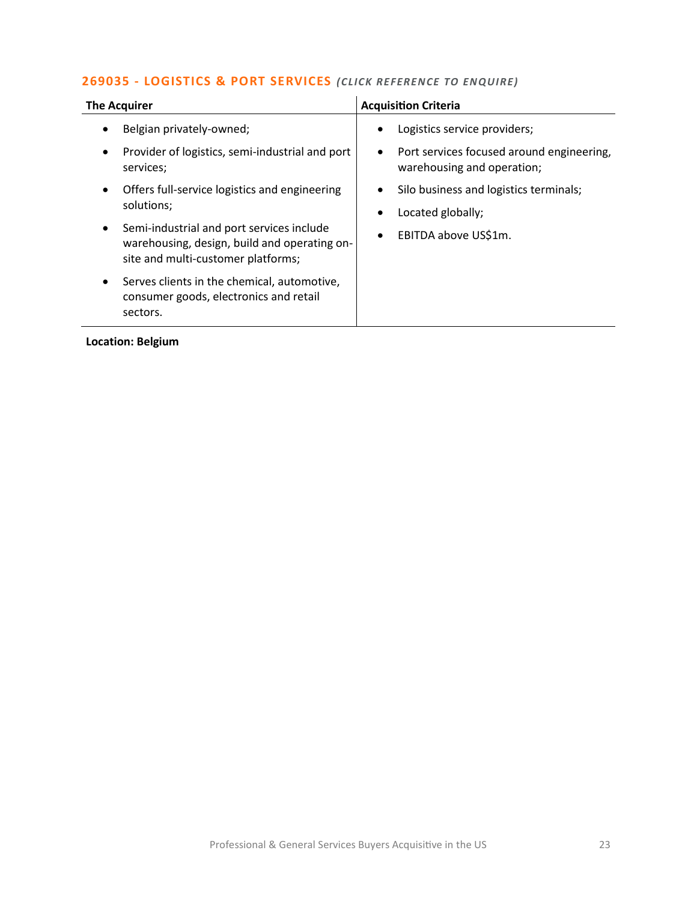## 269035 - LOGISTICS & PORT SERVICES *(CLICK REFERENCE TO ENQUIRE)*

| The Acquirer | Acquisition Criteria |
|---|---|
| • Belgian privately-owned;<br>• Provider of logistics, semi-industrial and port services;<br>• Offers full-service logistics and engineering solutions;<br>• Semi-industrial and port services include warehousing, design, build and operating on-site and multi-customer platforms;<br>• Serves clients in the chemical, automotive, consumer goods, electronics and retail sectors. | • Logistics service providers;<br>• Port services focused around engineering, warehousing and operation;<br>• Silo business and logistics terminals;<br>• Located globally;<br>• EBITDA above US$1m. |

**Location: Belgium**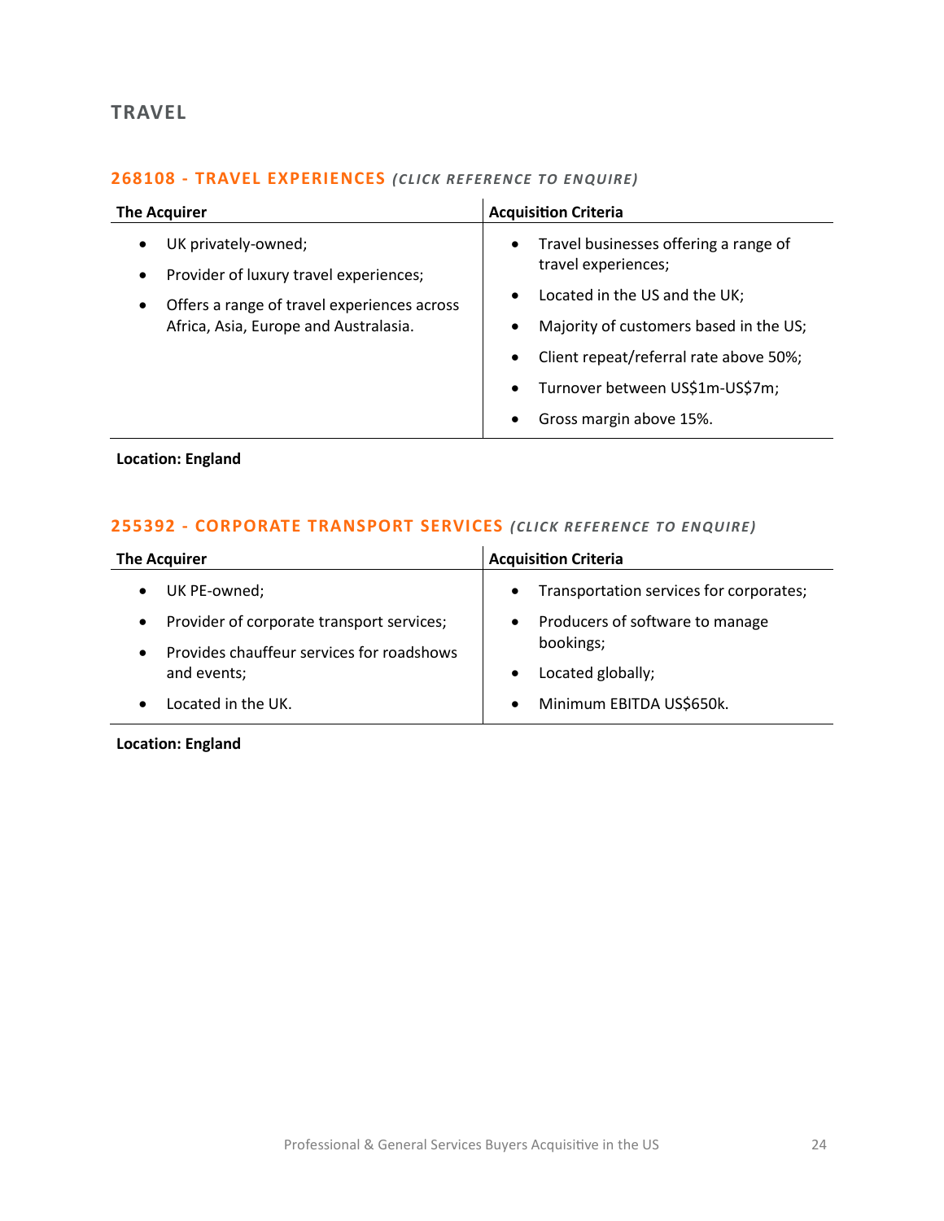## TRAVEL

### 268108 - TRAVEL EXPERIENCES *(CLICK REFERENCE TO ENQUIRE)*

| The Acquirer | Acquisition Criteria |
|---|---|
| • UK privately-owned;<br>• Provider of luxury travel experiences;<br>• Offers a range of travel experiences across Africa, Asia, Europe and Australasia. | • Travel businesses offering a range of travel experiences;<br>• Located in the US and the UK;<br>• Majority of customers based in the US;<br>• Client repeat/referral rate above 50%;<br>• Turnover between US$1m-US$7m;<br>• Gross margin above 15%. |

**Location: England**

### 255392 - CORPORATE TRANSPORT SERVICES *(CLICK REFERENCE TO ENQUIRE)*

| The Acquirer | Acquisition Criteria |
|---|---|
| • UK PE-owned;<br>• Provider of corporate transport services;<br>• Provides chauffeur services for roadshows and events;<br>• Located in the UK. | • Transportation services for corporates;<br>• Producers of software to manage bookings;<br>• Located globally;<br>• Minimum EBITDA US$650k. |

**Location: England**